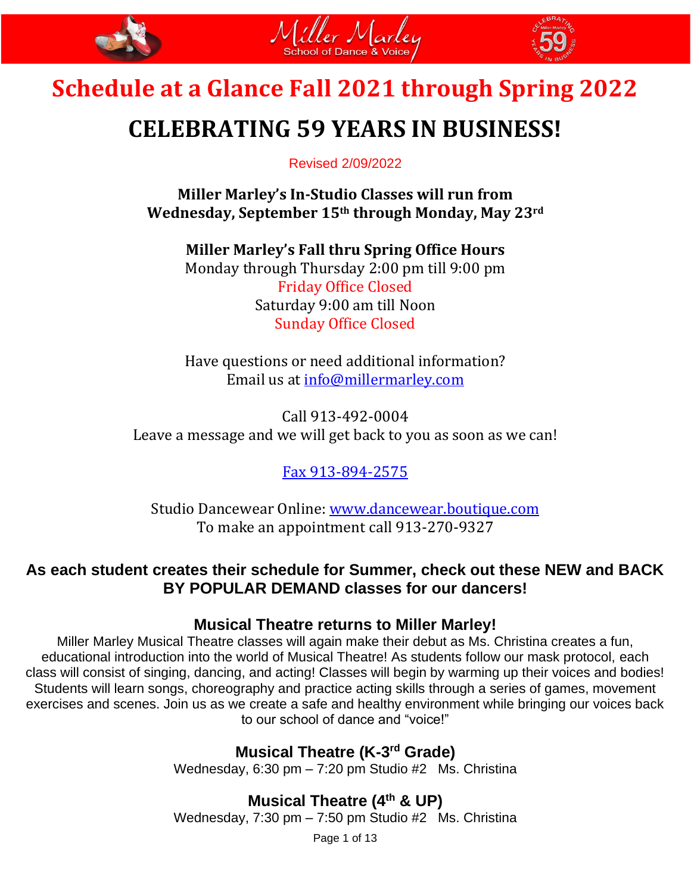Miller Marley
School of Dance & Voice

# Schedule at a Glance Fall 2021 through Spring 2022

# CELEBRATING 59 YEARS IN BUSINESS!

Revised 2/09/2022

**Miller Marley's In-Studio Classes will run from Wednesday, September 15th through Monday, May 23rd**

**Miller Marley's Fall thru Spring Office Hours**

Monday through Thursday 2:00 pm till 9:00 pm
Friday Office Closed
Saturday 9:00 am till Noon
Sunday Office Closed

Have questions or need additional information?
Email us at info@millermarley.com

Call 913-492-0004
Leave a message and we will get back to you as soon as we can!

Fax 913-894-2575

Studio Dancewear Online: www.dancewear.boutique.com
To make an appointment call 913-270-9327

**As each student creates their schedule for Summer, check out these NEW and BACK BY POPULAR DEMAND classes for our dancers!**

### Musical Theatre returns to Miller Marley!

Miller Marley Musical Theatre classes will again make their debut as Ms. Christina creates a fun, educational introduction into the world of Musical Theatre! As students follow our mask protocol, each class will consist of singing, dancing, and acting! Classes will begin by warming up their voices and bodies! Students will learn songs, choreography and practice acting skills through a series of games, movement exercises and scenes. Join us as we create a safe and healthy environment while bringing our voices back to our school of dance and "voice!"

### Musical Theatre (K-3rd Grade)

Wednesday, 6:30 pm – 7:20 pm Studio #2 Ms. Christina

### Musical Theatre (4th & UP)

Wednesday, 7:30 pm – 7:50 pm Studio #2 Ms. Christina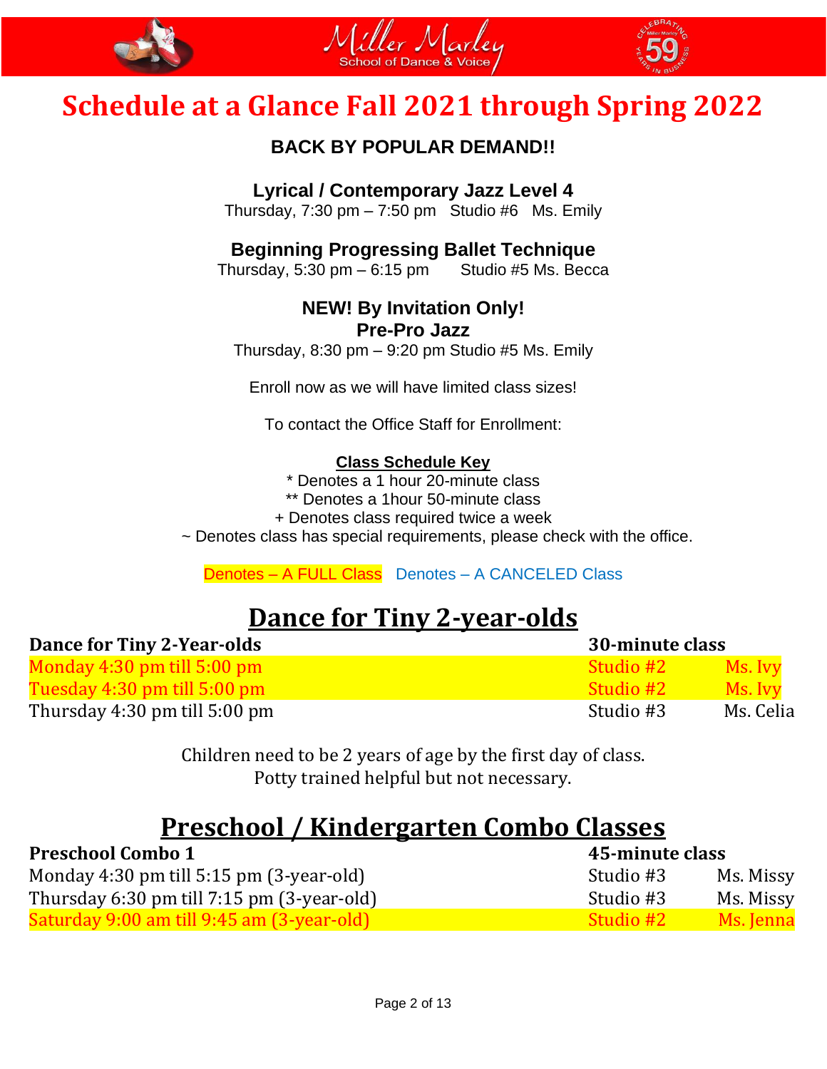Miller Marley School of Dance & Voice

# Schedule at a Glance Fall 2021 through Spring 2022

**BACK BY POPULAR DEMAND!!**

**Lyrical / Contemporary Jazz Level 4**
Thursday, 7:30 pm – 7:50 pm Studio #6 Ms. Emily

**Beginning Progressing Ballet Technique**
Thursday, 5:30 pm – 6:15 pm Studio #5 Ms. Becca

**NEW! By Invitation Only!**
**Pre-Pro Jazz**
Thursday, 8:30 pm – 9:20 pm Studio #5 Ms. Emily

Enroll now as we will have limited class sizes!

To contact the Office Staff for Enrollment:

**Class Schedule Key**

* Denotes a 1 hour 20-minute class
** Denotes a 1hour 50-minute class
+ Denotes class required twice a week
~ Denotes class has special requirements, please check with the office.

Denotes – A FULL Class Denotes – A CANCELED Class

## Dance for Tiny 2-year-olds

| Dance for Tiny 2-Year-olds | 30-minute class | |
|---|---|---|
| Monday 4:30 pm till 5:00 pm | Studio #2 | Ms. Ivy |
| Tuesday 4:30 pm till 5:00 pm | Studio #2 | Ms. Ivy |
| Thursday 4:30 pm till 5:00 pm | Studio #3 | Ms. Celia |

Children need to be 2 years of age by the first day of class.
Potty trained helpful but not necessary.

## Preschool / Kindergarten Combo Classes

| Preschool Combo 1 | 45-minute class | |
|---|---|---|
| Monday 4:30 pm till 5:15 pm (3-year-old) | Studio #3 | Ms. Missy |
| Thursday 6:30 pm till 7:15 pm (3-year-old) | Studio #3 | Ms. Missy |
| Saturday 9:00 am till 9:45 am (3-year-old) | Studio #2 | Ms. Jenna |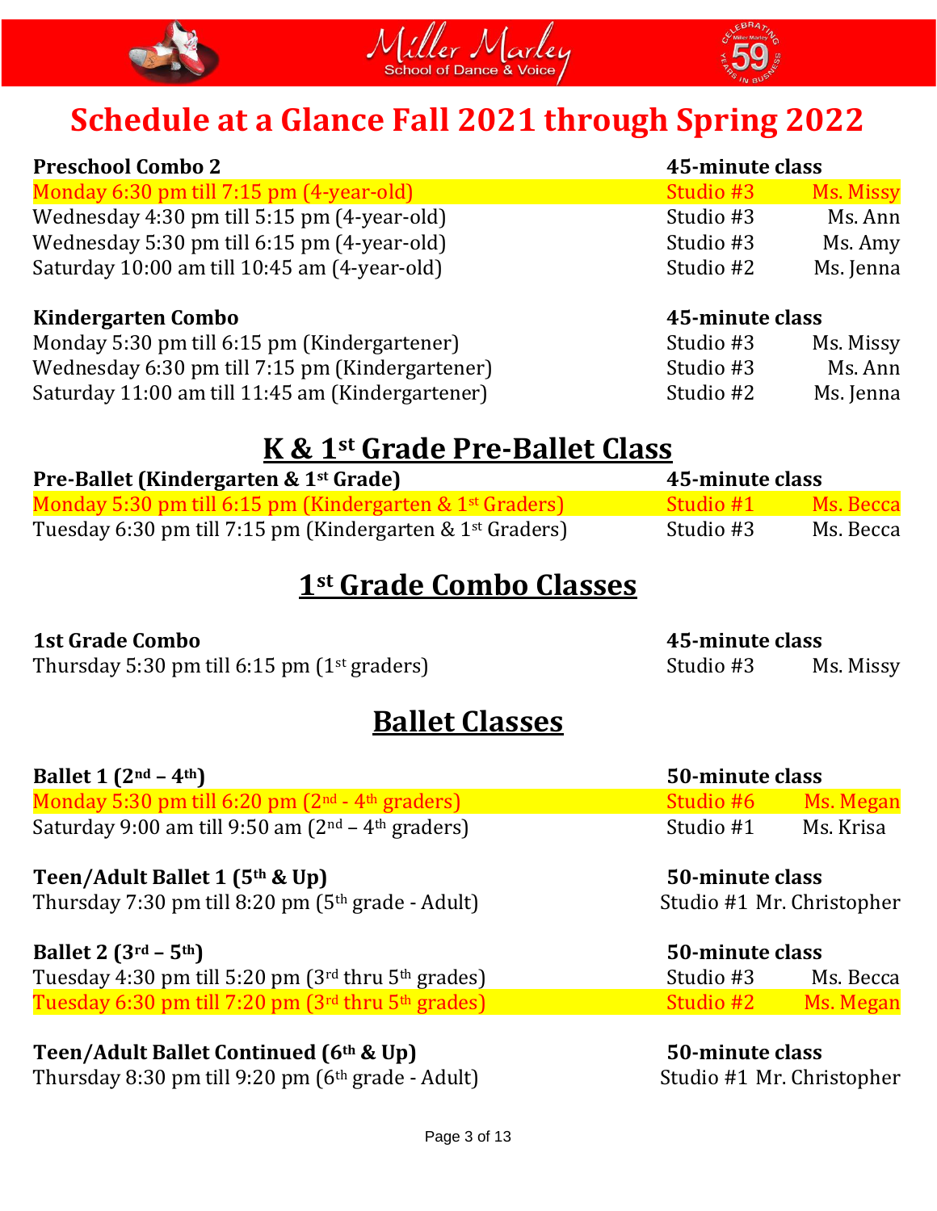Miller Marley
School of Dance & Voice

# Schedule at a Glance Fall 2021 through Spring 2022

| **Preschool Combo 2** | **45-minute class** | |
|---|---|---|
| Monday 6:30 pm till 7:15 pm (4-year-old) | Studio #3 | Ms. Missy |
| Wednesday 4:30 pm till 5:15 pm (4-year-old) | Studio #3 | Ms. Ann |
| Wednesday 5:30 pm till 6:15 pm (4-year-old) | Studio #3 | Ms. Amy |
| Saturday 10:00 am till 10:45 am (4-year-old) | Studio #2 | Ms. Jenna |

| **Kindergarten Combo** | **45-minute class** | |
|---|---|---|
| Monday 5:30 pm till 6:15 pm (Kindergartener) | Studio #3 | Ms. Missy |
| Wednesday 6:30 pm till 7:15 pm (Kindergartener) | Studio #3 | Ms. Ann |
| Saturday 11:00 am till 11:45 am (Kindergartener) | Studio #2 | Ms. Jenna |

## K & 1st Grade Pre-Ballet Class

| **Pre-Ballet (Kindergarten & 1st Grade)** | **45-minute class** | |
|---|---|---|
| Monday 5:30 pm till 6:15 pm (Kindergarten & 1st Graders) | Studio #1 | Ms. Becca |
| Tuesday 6:30 pm till 7:15 pm (Kindergarten & 1st Graders) | Studio #3 | Ms. Becca |

## 1st Grade Combo Classes

| **1st Grade Combo** | **45-minute class** | |
|---|---|---|
| Thursday 5:30 pm till 6:15 pm (1st graders) | Studio #3 | Ms. Missy |

## Ballet Classes

| **Ballet 1 (2nd – 4th)** | **50-minute class** | |
|---|---|---|
| Monday 5:30 pm till 6:20 pm (2nd - 4th graders) | Studio #6 | Ms. Megan |
| Saturday 9:00 am till 9:50 am (2nd – 4th graders) | Studio #1 | Ms. Krisa |

| **Teen/Adult Ballet 1 (5th & Up)** | **50-minute class** | |
|---|---|---|
| Thursday 7:30 pm till 8:20 pm (5th grade - Adult) | Studio #1 | Mr. Christopher |

| **Ballet 2 (3rd – 5th)** | **50-minute class** | |
|---|---|---|
| Tuesday 4:30 pm till 5:20 pm (3rd thru 5th grades) | Studio #3 | Ms. Becca |
| Tuesday 6:30 pm till 7:20 pm (3rd thru 5th grades) | Studio #2 | Ms. Megan |

| **Teen/Adult Ballet Continued (6th & Up)** | **50-minute class** | |
|---|---|---|
| Thursday 8:30 pm till 9:20 pm (6th grade - Adult) | Studio #1 | Mr. Christopher |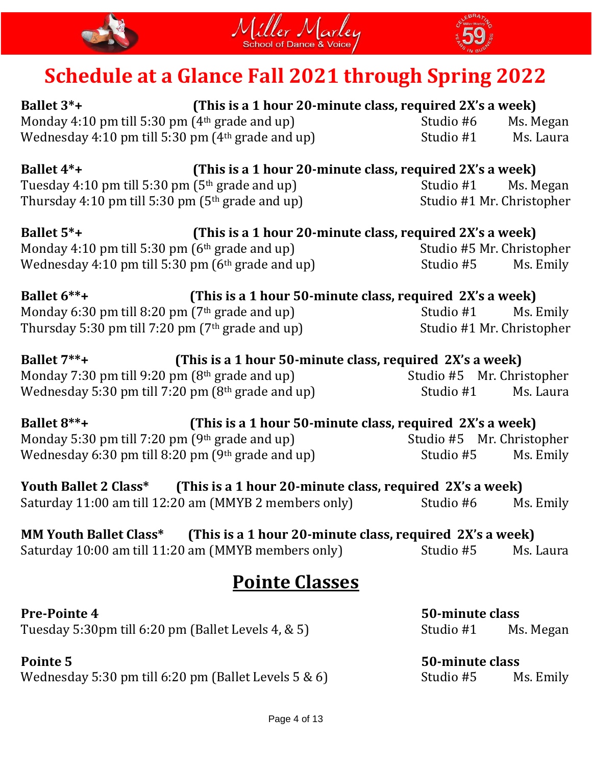Miller Marley
School of Dance & Voice

# Schedule at a Glance Fall 2021 through Spring 2022

**Ballet 3*+** **(This is a 1 hour 20-minute class, required 2X's a week)**

Monday 4:10 pm till 5:30 pm (4th grade and up) Studio #6 Ms. Megan

Wednesday 4:10 pm till 5:30 pm (4th grade and up) Studio #1 Ms. Laura

**Ballet 4*+** **(This is a 1 hour 20-minute class, required 2X's a week)**

Tuesday 4:10 pm till 5:30 pm (5th grade and up) Studio #1 Ms. Megan

Thursday 4:10 pm till 5:30 pm (5th grade and up) Studio #1 Mr. Christopher

**Ballet 5*+** **(This is a 1 hour 20-minute class, required 2X's a week)**

Monday 4:10 pm till 5:30 pm (6th grade and up) Studio #5 Mr. Christopher

Wednesday 4:10 pm till 5:30 pm (6th grade and up) Studio #5 Ms. Emily

**Ballet 6**+** **(This is a 1 hour 50-minute class, required 2X's a week)**

Monday 6:30 pm till 8:20 pm (7th grade and up) Studio #1 Ms. Emily

Thursday 5:30 pm till 7:20 pm (7th grade and up) Studio #1 Mr. Christopher

**Ballet 7**+** **(This is a 1 hour 50-minute class, required 2X's a week)**

Monday 7:30 pm till 9:20 pm (8th grade and up) Studio #5 Mr. Christopher

Wednesday 5:30 pm till 7:20 pm (8th grade and up) Studio #1 Ms. Laura

**Ballet 8**+** **(This is a 1 hour 50-minute class, required 2X's a week)**

Monday 5:30 pm till 7:20 pm (9th grade and up) Studio #5 Mr. Christopher

Wednesday 6:30 pm till 8:20 pm (9th grade and up) Studio #5 Ms. Emily

**Youth Ballet 2 Class*** **(This is a 1 hour 20-minute class, required 2X's a week)**

Saturday 11:00 am till 12:20 am (MMYB 2 members only) Studio #6 Ms. Emily

**MM Youth Ballet Class*** **(This is a 1 hour 20-minute class, required 2X's a week)**

Saturday 10:00 am till 11:20 am (MMYB members only) Studio #5 Ms. Laura

## Pointe Classes

**Pre-Pointe 4** **50-minute class**

Tuesday 5:30pm till 6:20 pm (Ballet Levels 4, & 5) Studio #1 Ms. Megan

**Pointe 5** **50-minute class**

Wednesday 5:30 pm till 6:20 pm (Ballet Levels 5 & 6) Studio #5 Ms. Emily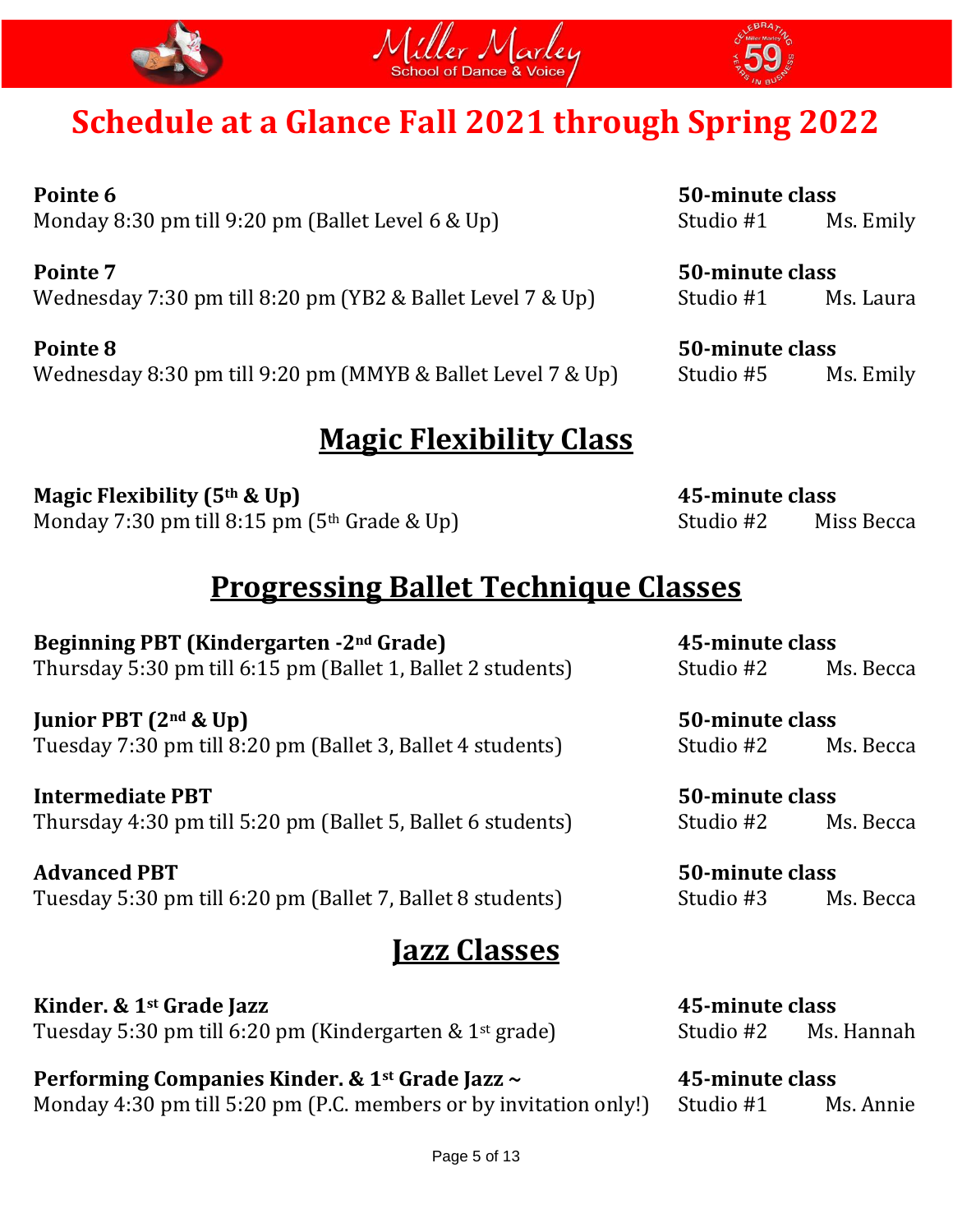Miller Marley School of Dance & Voice

# Schedule at a Glance Fall 2021 through Spring 2022

**Pointe 6** — **50-minute class**
Monday 8:30 pm till 9:20 pm (Ballet Level 6 & Up) — Studio #1 — Ms. Emily

**Pointe 7** — **50-minute class**
Wednesday 7:30 pm till 8:20 pm (YB2 & Ballet Level 7 & Up) — Studio #1 — Ms. Laura

**Pointe 8** — **50-minute class**
Wednesday 8:30 pm till 9:20 pm (MMYB & Ballet Level 7 & Up) — Studio #5 — Ms. Emily

## Magic Flexibility Class

**Magic Flexibility (5th & Up)** — **45-minute class**
Monday 7:30 pm till 8:15 pm (5th Grade & Up) — Studio #2 — Miss Becca

## Progressing Ballet Technique Classes

**Beginning PBT (Kindergarten -2nd Grade)** — **45-minute class**
Thursday 5:30 pm till 6:15 pm (Ballet 1, Ballet 2 students) — Studio #2 — Ms. Becca

**Junior PBT (2nd & Up)** — **50-minute class**
Tuesday 7:30 pm till 8:20 pm (Ballet 3, Ballet 4 students) — Studio #2 — Ms. Becca

**Intermediate PBT** — **50-minute class**
Thursday 4:30 pm till 5:20 pm (Ballet 5, Ballet 6 students) — Studio #2 — Ms. Becca

**Advanced PBT** — **50-minute class**
Tuesday 5:30 pm till 6:20 pm (Ballet 7, Ballet 8 students) — Studio #3 — Ms. Becca

## Jazz Classes

**Kinder. & 1st Grade Jazz** — **45-minute class**
Tuesday 5:30 pm till 6:20 pm (Kindergarten & 1st grade) — Studio #2 — Ms. Hannah

**Performing Companies Kinder. & 1st Grade Jazz ~** — **45-minute class**
Monday 4:30 pm till 5:20 pm (P.C. members or by invitation only!) — Studio #1 — Ms. Annie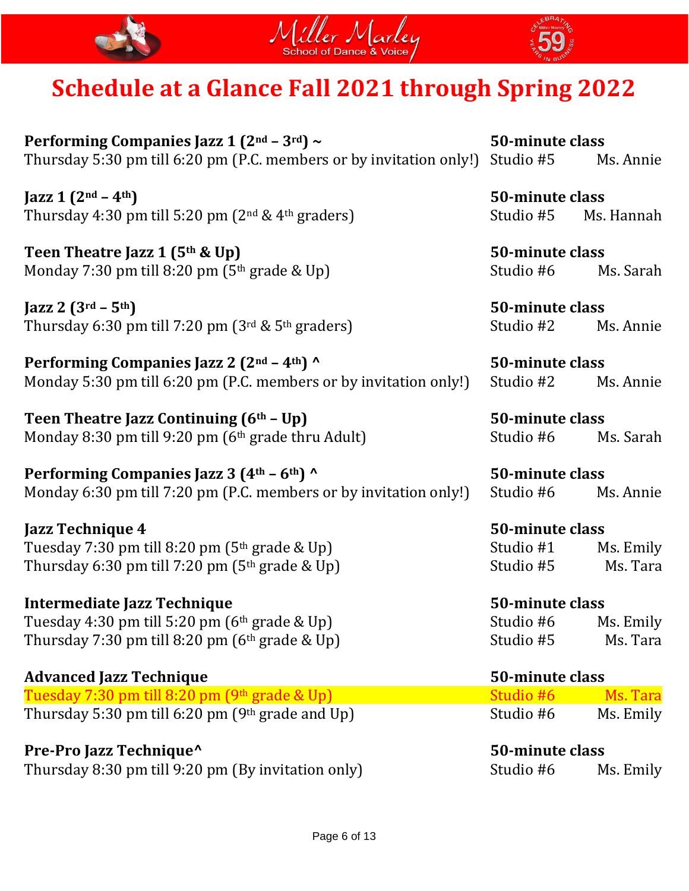Miller Marley School of Dance & Voice

# Schedule at a Glance Fall 2021 through Spring 2022

**Performing Companies Jazz 1 (2nd – 3rd) ~** — **50-minute class**
Thursday 5:30 pm till 6:20 pm (P.C. members or by invitation only!) — Studio #5 — Ms. Annie

**Jazz 1 (2nd – 4th)** — **50-minute class**
Thursday 4:30 pm till 5:20 pm (2nd & 4th graders) — Studio #5 — Ms. Hannah

**Teen Theatre Jazz 1 (5th & Up)** — **50-minute class**
Monday 7:30 pm till 8:20 pm (5th grade & Up) — Studio #6 — Ms. Sarah

**Jazz 2 (3rd – 5th)** — **50-minute class**
Thursday 6:30 pm till 7:20 pm (3rd & 5th graders) — Studio #2 — Ms. Annie

**Performing Companies Jazz 2 (2nd – 4th) ^** — **50-minute class**
Monday 5:30 pm till 6:20 pm (P.C. members or by invitation only!) — Studio #2 — Ms. Annie

**Teen Theatre Jazz Continuing (6th – Up)** — **50-minute class**
Monday 8:30 pm till 9:20 pm (6th grade thru Adult) — Studio #6 — Ms. Sarah

**Performing Companies Jazz 3 (4th – 6th) ^** — **50-minute class**
Monday 6:30 pm till 7:20 pm (P.C. members or by invitation only!) — Studio #6 — Ms. Annie

**Jazz Technique 4** — **50-minute class**
Tuesday 7:30 pm till 8:20 pm (5th grade & Up) — Studio #1 — Ms. Emily
Thursday 6:30 pm till 7:20 pm (5th grade & Up) — Studio #5 — Ms. Tara

**Intermediate Jazz Technique** — **50-minute class**
Tuesday 4:30 pm till 5:20 pm (6th grade & Up) — Studio #6 — Ms. Emily
Thursday 7:30 pm till 8:20 pm (6th grade & Up) — Studio #5 — Ms. Tara

**Advanced Jazz Technique** — **50-minute class**
Tuesday 7:30 pm till 8:20 pm (9th grade & Up) — Studio #6 — Ms. Tara
Thursday 5:30 pm till 6:20 pm (9th grade and Up) — Studio #6 — Ms. Emily

**Pre-Pro Jazz Technique^** — **50-minute class**
Thursday 8:30 pm till 9:20 pm (By invitation only) — Studio #6 — Ms. Emily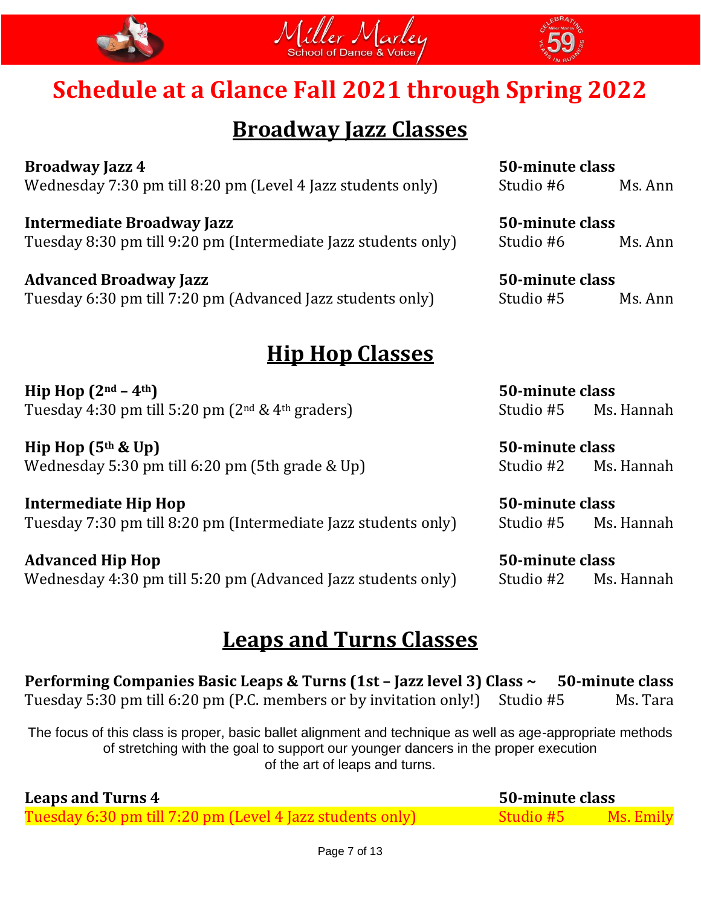Miller Marley
School of Dance & Voice

# Schedule at a Glance Fall 2021 through Spring 2022

## Broadway Jazz Classes

**Broadway Jazz 4** — **50-minute class**
Wednesday 7:30 pm till 8:20 pm (Level 4 Jazz students only) — Studio #6 — Ms. Ann

**Intermediate Broadway Jazz** — **50-minute class**
Tuesday 8:30 pm till 9:20 pm (Intermediate Jazz students only) — Studio #6 — Ms. Ann

**Advanced Broadway Jazz** — **50-minute class**
Tuesday 6:30 pm till 7:20 pm (Advanced Jazz students only) — Studio #5 — Ms. Ann

## Hip Hop Classes

**Hip Hop (2nd – 4th)** — **50-minute class**
Tuesday 4:30 pm till 5:20 pm (2nd & 4th graders) — Studio #5 — Ms. Hannah

**Hip Hop (5th & Up)** — **50-minute class**
Wednesday 5:30 pm till 6:20 pm (5th grade & Up) — Studio #2 — Ms. Hannah

**Intermediate Hip Hop** — **50-minute class**
Tuesday 7:30 pm till 8:20 pm (Intermediate Jazz students only) — Studio #5 — Ms. Hannah

**Advanced Hip Hop** — **50-minute class**
Wednesday 4:30 pm till 5:20 pm (Advanced Jazz students only) — Studio #2 — Ms. Hannah

## Leaps and Turns Classes

**Performing Companies Basic Leaps & Turns (1st – Jazz level 3) Class ~** — **50-minute class**
Tuesday 5:30 pm till 6:20 pm (P.C. members or by invitation only!) — Studio #5 — Ms. Tara

The focus of this class is proper, basic ballet alignment and technique as well as age-appropriate methods of stretching with the goal to support our younger dancers in the proper execution of the art of leaps and turns.

**Leaps and Turns 4** — **50-minute class**
Tuesday 6:30 pm till 7:20 pm (Level 4 Jazz students only) — Studio #5 — Ms. Emily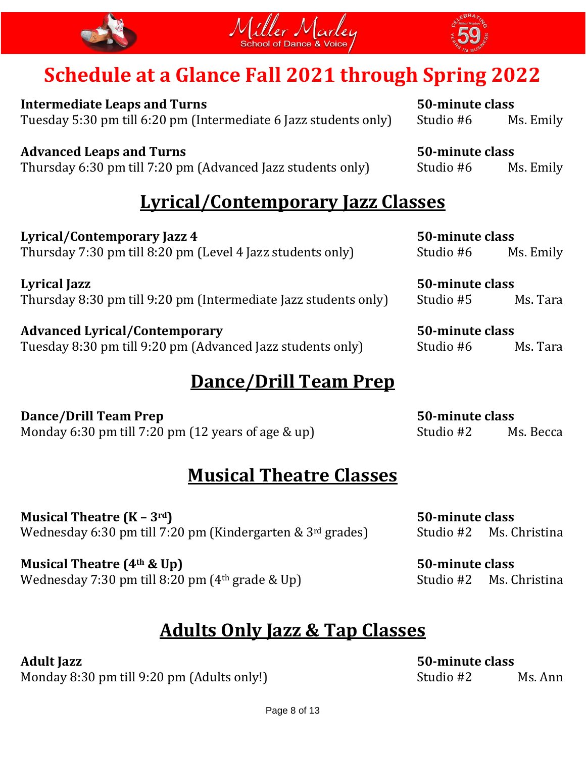# Schedule at a Glance Fall 2021 through Spring 2022

**Intermediate Leaps and Turns** — **50-minute class**
Tuesday 5:30 pm till 6:20 pm (Intermediate 6 Jazz students only) — Studio #6 — Ms. Emily

**Advanced Leaps and Turns** — **50-minute class**
Thursday 6:30 pm till 7:20 pm (Advanced Jazz students only) — Studio #6 — Ms. Emily

## Lyrical/Contemporary Jazz Classes

**Lyrical/Contemporary Jazz 4** — **50-minute class**
Thursday 7:30 pm till 8:20 pm (Level 4 Jazz students only) — Studio #6 — Ms. Emily

**Lyrical Jazz** — **50-minute class**
Thursday 8:30 pm till 9:20 pm (Intermediate Jazz students only) — Studio #5 — Ms. Tara

**Advanced Lyrical/Contemporary** — **50-minute class**
Tuesday 8:30 pm till 9:20 pm (Advanced Jazz students only) — Studio #6 — Ms. Tara

## Dance/Drill Team Prep

**Dance/Drill Team Prep** — **50-minute class**
Monday 6:30 pm till 7:20 pm (12 years of age & up) — Studio #2 — Ms. Becca

## Musical Theatre Classes

**Musical Theatre (K – 3rd)** — **50-minute class**
Wednesday 6:30 pm till 7:20 pm (Kindergarten & 3rd grades) — Studio #2 — Ms. Christina

**Musical Theatre (4th & Up)** — **50-minute class**
Wednesday 7:30 pm till 8:20 pm (4th grade & Up) — Studio #2 — Ms. Christina

## Adults Only Jazz & Tap Classes

**Adult Jazz** — **50-minute class**
Monday 8:30 pm till 9:20 pm (Adults only!) — Studio #2 — Ms. Ann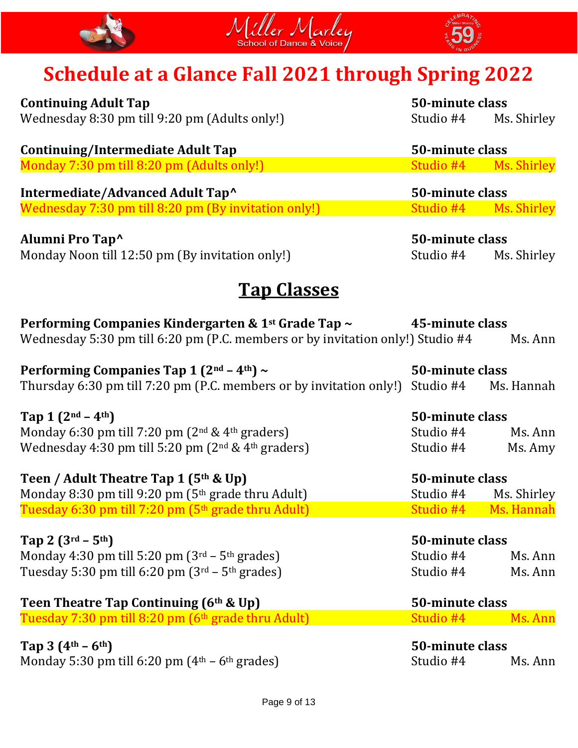Miller Marley School of Dance & Voice

# Schedule at a Glance Fall 2021 through Spring 2022

**Continuing Adult Tap** — **50-minute class**
Wednesday 8:30 pm till 9:20 pm (Adults only!) — Studio #4 — Ms. Shirley

**Continuing/Intermediate Adult Tap** — **50-minute class**
Monday 7:30 pm till 8:20 pm (Adults only!) — Studio #4 — Ms. Shirley

**Intermediate/Advanced Adult Tap^** — **50-minute class**
Wednesday 7:30 pm till 8:20 pm (By invitation only!) — Studio #4 — Ms. Shirley

**Alumni Pro Tap^** — **50-minute class**
Monday Noon till 12:50 pm (By invitation only!) — Studio #4 — Ms. Shirley

## Tap Classes

**Performing Companies Kindergarten & 1st Grade Tap ~** — **45-minute class**
Wednesday 5:30 pm till 6:20 pm (P.C. members or by invitation only!) — Studio #4 — Ms. Ann

**Performing Companies Tap 1 (2nd – 4th) ~** — **50-minute class**
Thursday 6:30 pm till 7:20 pm (P.C. members or by invitation only!) — Studio #4 — Ms. Hannah

**Tap 1 (2nd – 4th)** — **50-minute class**
Monday 6:30 pm till 7:20 pm (2nd & 4th graders) — Studio #4 — Ms. Ann
Wednesday 4:30 pm till 5:20 pm (2nd & 4th graders) — Studio #4 — Ms. Amy

**Teen / Adult Theatre Tap 1 (5th & Up)** — **50-minute class**
Monday 8:30 pm till 9:20 pm (5th grade thru Adult) — Studio #4 — Ms. Shirley
Tuesday 6:30 pm till 7:20 pm (5th grade thru Adult) — Studio #4 — Ms. Hannah

**Tap 2 (3rd – 5th)** — **50-minute class**
Monday 4:30 pm till 5:20 pm (3rd – 5th grades) — Studio #4 — Ms. Ann
Tuesday 5:30 pm till 6:20 pm (3rd – 5th grades) — Studio #4 — Ms. Ann

**Teen Theatre Tap Continuing (6th & Up)** — **50-minute class**
Tuesday 7:30 pm till 8:20 pm (6th grade thru Adult) — Studio #4 — Ms. Ann

**Tap 3 (4th – 6th)** — **50-minute class**
Monday 5:30 pm till 6:20 pm (4th – 6th grades) — Studio #4 — Ms. Ann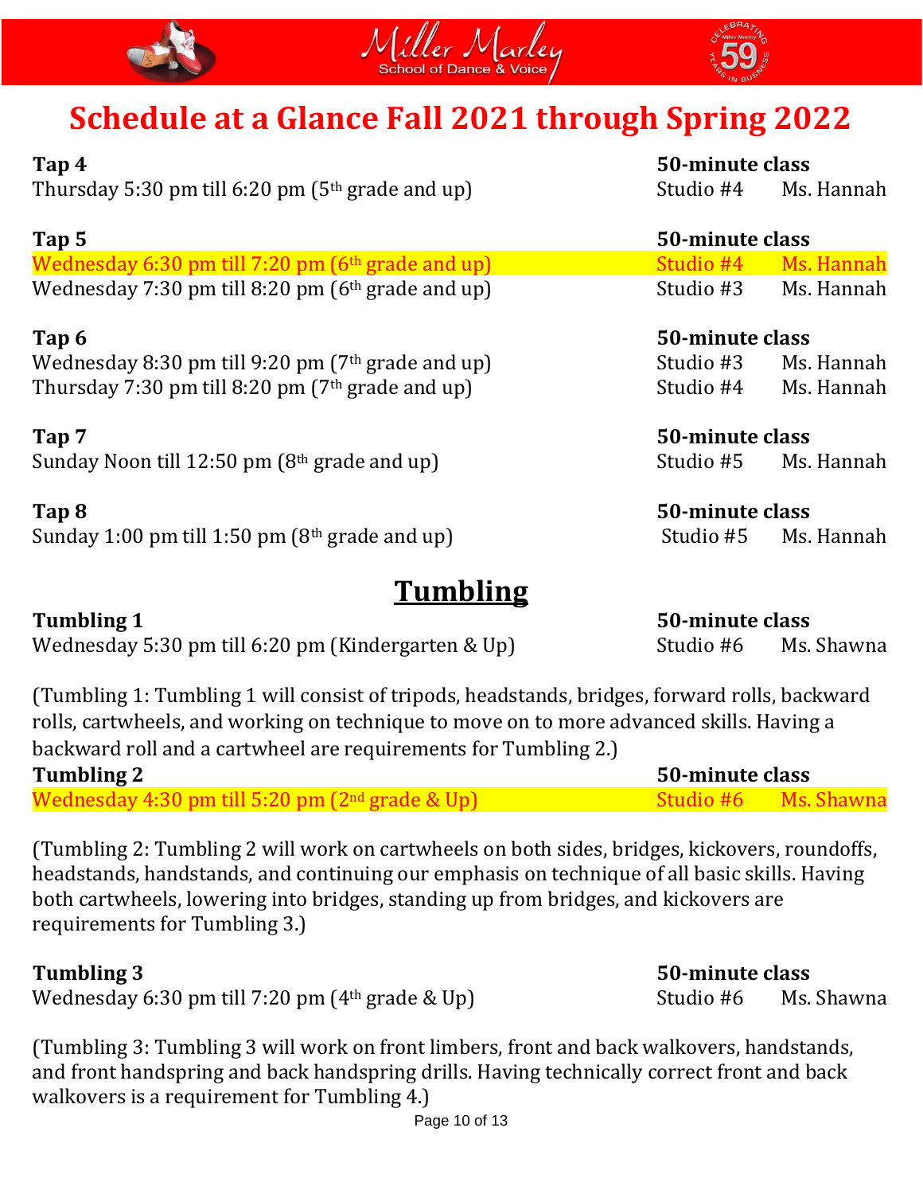# Schedule at a Glance Fall 2021 through Spring 2022

**Tap 4** — **50-minute class**

Thursday 5:30 pm till 6:20 pm (5th grade and up) — Studio #4 — Ms. Hannah

**Tap 5** — **50-minute class**

Wednesday 6:30 pm till 7:20 pm (6th grade and up) — Studio #4 — Ms. Hannah

Wednesday 7:30 pm till 8:20 pm (6th grade and up) — Studio #3 — Ms. Hannah

**Tap 6** — **50-minute class**

Wednesday 8:30 pm till 9:20 pm (7th grade and up) — Studio #3 — Ms. Hannah

Thursday 7:30 pm till 8:20 pm (7th grade and up) — Studio #4 — Ms. Hannah

**Tap 7** — **50-minute class**

Sunday Noon till 12:50 pm (8th grade and up) — Studio #5 — Ms. Hannah

**Tap 8** — **50-minute class**

Sunday 1:00 pm till 1:50 pm (8th grade and up) — Studio #5 — Ms. Hannah

## Tumbling

**Tumbling 1** — **50-minute class**

Wednesday 5:30 pm till 6:20 pm (Kindergarten & Up) — Studio #6 — Ms. Shawna

(Tumbling 1: Tumbling 1 will consist of tripods, headstands, bridges, forward rolls, backward rolls, cartwheels, and working on technique to move on to more advanced skills. Having a backward roll and a cartwheel are requirements for Tumbling 2.)

**Tumbling 2** — **50-minute class**

Wednesday 4:30 pm till 5:20 pm (2nd grade & Up) — Studio #6 — Ms. Shawna

(Tumbling 2: Tumbling 2 will work on cartwheels on both sides, bridges, kickovers, roundoffs, headstands, handstands, and continuing our emphasis on technique of all basic skills. Having both cartwheels, lowering into bridges, standing up from bridges, and kickovers are requirements for Tumbling 3.)

**Tumbling 3** — **50-minute class**

Wednesday 6:30 pm till 7:20 pm (4th grade & Up) — Studio #6 — Ms. Shawna

(Tumbling 3: Tumbling 3 will work on front limbers, front and back walkovers, handstands, and front handspring and back handspring drills. Having technically correct front and back walkovers is a requirement for Tumbling 4.)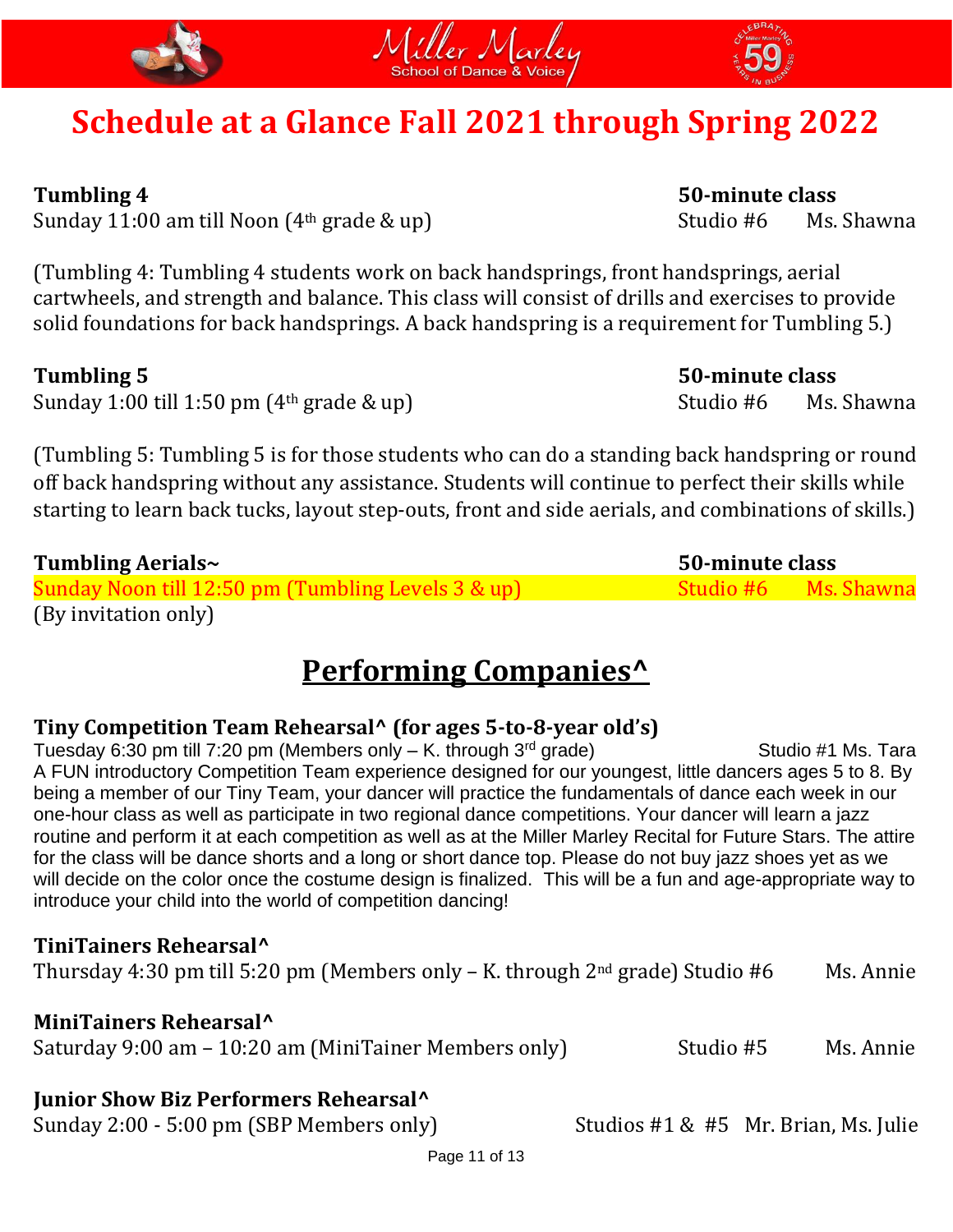Miller Marley
School of Dance & Voice

# Schedule at a Glance Fall 2021 through Spring 2022

**Tumbling 4** — **50-minute class**
Sunday 11:00 am till Noon (4th grade & up) — Studio #6 — Ms. Shawna

(Tumbling 4: Tumbling 4 students work on back handsprings, front handsprings, aerial cartwheels, and strength and balance. This class will consist of drills and exercises to provide solid foundations for back handsprings. A back handspring is a requirement for Tumbling 5.)

**Tumbling 5** — **50-minute class**
Sunday 1:00 till 1:50 pm (4th grade & up) — Studio #6 — Ms. Shawna

(Tumbling 5: Tumbling 5 is for those students who can do a standing back handspring or round off back handspring without any assistance. Students will continue to perfect their skills while starting to learn back tucks, layout step-outs, front and side aerials, and combinations of skills.)

**Tumbling Aerials~** — **50-minute class**
Sunday Noon till 12:50 pm (Tumbling Levels 3 & up) — Studio #6 — Ms. Shawna
(By invitation only)

## Performing Companies^

**Tiny Competition Team Rehearsal^ (for ages 5-to-8-year old's)**
Tuesday 6:30 pm till 7:20 pm (Members only – K. through 3rd grade) — Studio #1 Ms. Tara
A FUN introductory Competition Team experience designed for our youngest, little dancers ages 5 to 8. By being a member of our Tiny Team, your dancer will practice the fundamentals of dance each week in our one-hour class as well as participate in two regional dance competitions. Your dancer will learn a jazz routine and perform it at each competition as well as at the Miller Marley Recital for Future Stars. The attire for the class will be dance shorts and a long or short dance top. Please do not buy jazz shoes yet as we will decide on the color once the costume design is finalized. This will be a fun and age-appropriate way to introduce your child into the world of competition dancing!

**TiniTainers Rehearsal^**
Thursday 4:30 pm till 5:20 pm (Members only – K. through 2nd grade) Studio #6 — Ms. Annie

**MiniTainers Rehearsal^**
Saturday 9:00 am – 10:20 am (MiniTainer Members only) — Studio #5 — Ms. Annie

**Junior Show Biz Performers Rehearsal^**
Sunday 2:00 - 5:00 pm (SBP Members only) — Studios #1 & #5 — Mr. Brian, Ms. Julie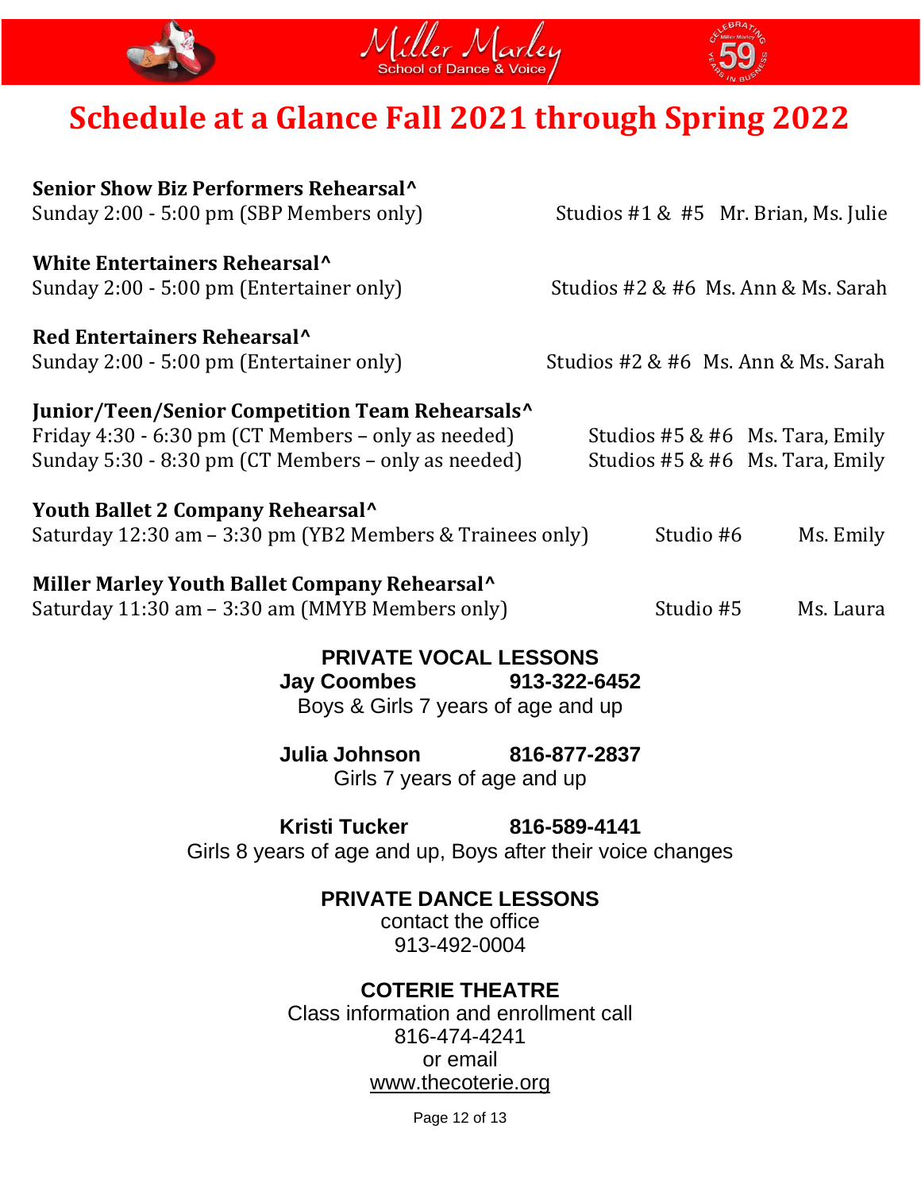Miller Marley School of Dance & Voice

Celebrating 59 Years in Business

# Schedule at a Glance Fall 2021 through Spring 2022

**Senior Show Biz Performers Rehearsal^**
Sunday 2:00 - 5:00 pm (SBP Members only) Studios #1 & #5 Mr. Brian, Ms. Julie

**White Entertainers Rehearsal^**
Sunday 2:00 - 5:00 pm (Entertainer only) Studios #2 & #6 Ms. Ann & Ms. Sarah

**Red Entertainers Rehearsal^**
Sunday 2:00 - 5:00 pm (Entertainer only) Studios #2 & #6 Ms. Ann & Ms. Sarah

**Junior/Teen/Senior Competition Team Rehearsals^**
Friday 4:30 - 6:30 pm (CT Members – only as needed) Studios #5 & #6 Ms. Tara, Emily
Sunday 5:30 - 8:30 pm (CT Members – only as needed) Studios #5 & #6 Ms. Tara, Emily

**Youth Ballet 2 Company Rehearsal^**
Saturday 12:30 am – 3:30 pm (YB2 Members & Trainees only) Studio #6 Ms. Emily

**Miller Marley Youth Ballet Company Rehearsal^**
Saturday 11:30 am – 3:30 am (MMYB Members only) Studio #5 Ms. Laura

## PRIVATE VOCAL LESSONS

**Jay Coombes** **913-322-6452**
Boys & Girls 7 years of age and up

**Julia Johnson** **816-877-2837**
Girls 7 years of age and up

**Kristi Tucker** **816-589-4141**
Girls 8 years of age and up, Boys after their voice changes

## PRIVATE DANCE LESSONS

contact the office
913-492-0004

## COTERIE THEATRE

Class information and enrollment call
816-474-4241
or email
www.thecoterie.org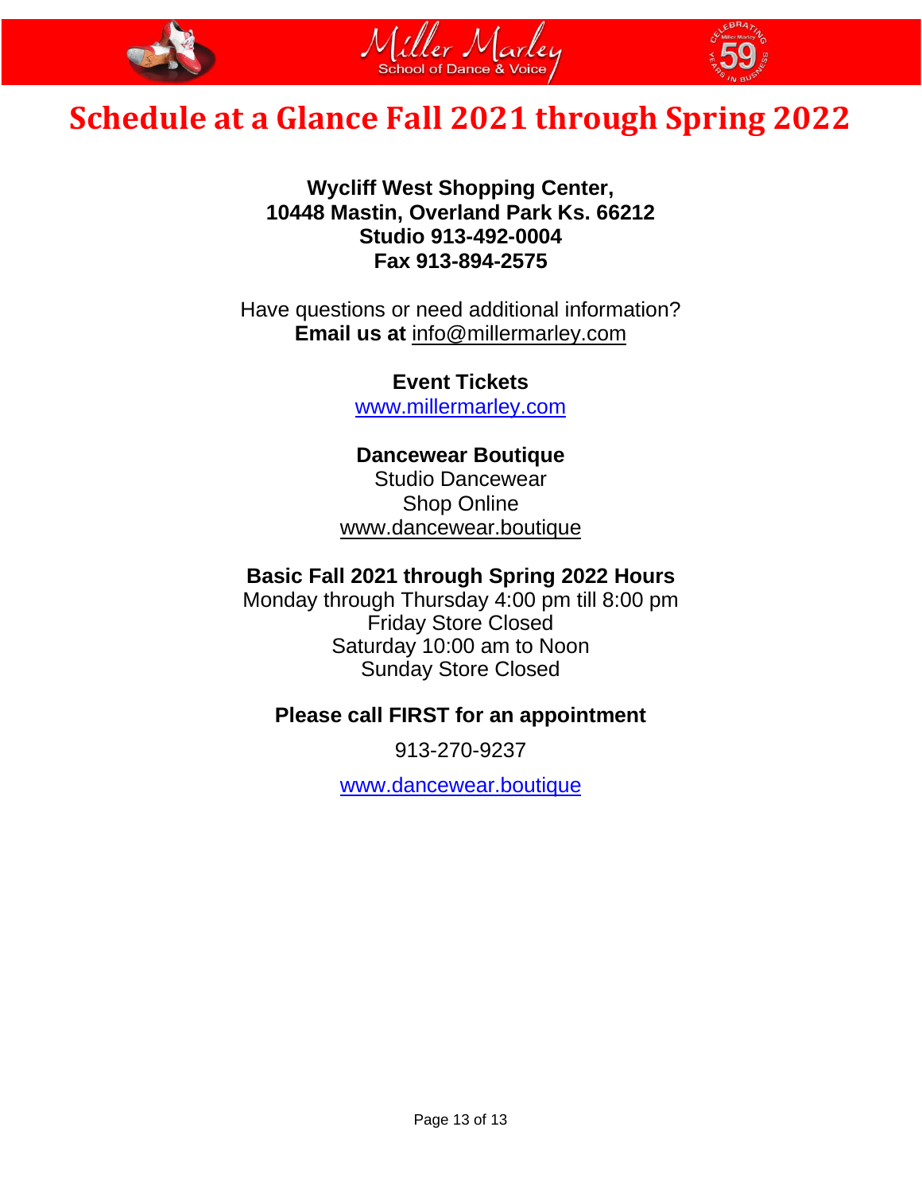# Schedule at a Glance Fall 2021 through Spring 2022

**Wycliff West Shopping Center,**
**10448 Mastin, Overland Park Ks. 66212**
**Studio 913-492-0004**
**Fax 913-894-2575**

Have questions or need additional information?
**Email us at** info@millermarley.com

**Event Tickets**
www.millermarley.com

**Dancewear Boutique**
Studio Dancewear
Shop Online
www.dancewear.boutique

**Basic Fall 2021 through Spring 2022 Hours**
Monday through Thursday 4:00 pm till 8:00 pm
Friday Store Closed
Saturday 10:00 am to Noon
Sunday Store Closed

**Please call FIRST for an appointment**

913-270-9237

www.dancewear.boutique